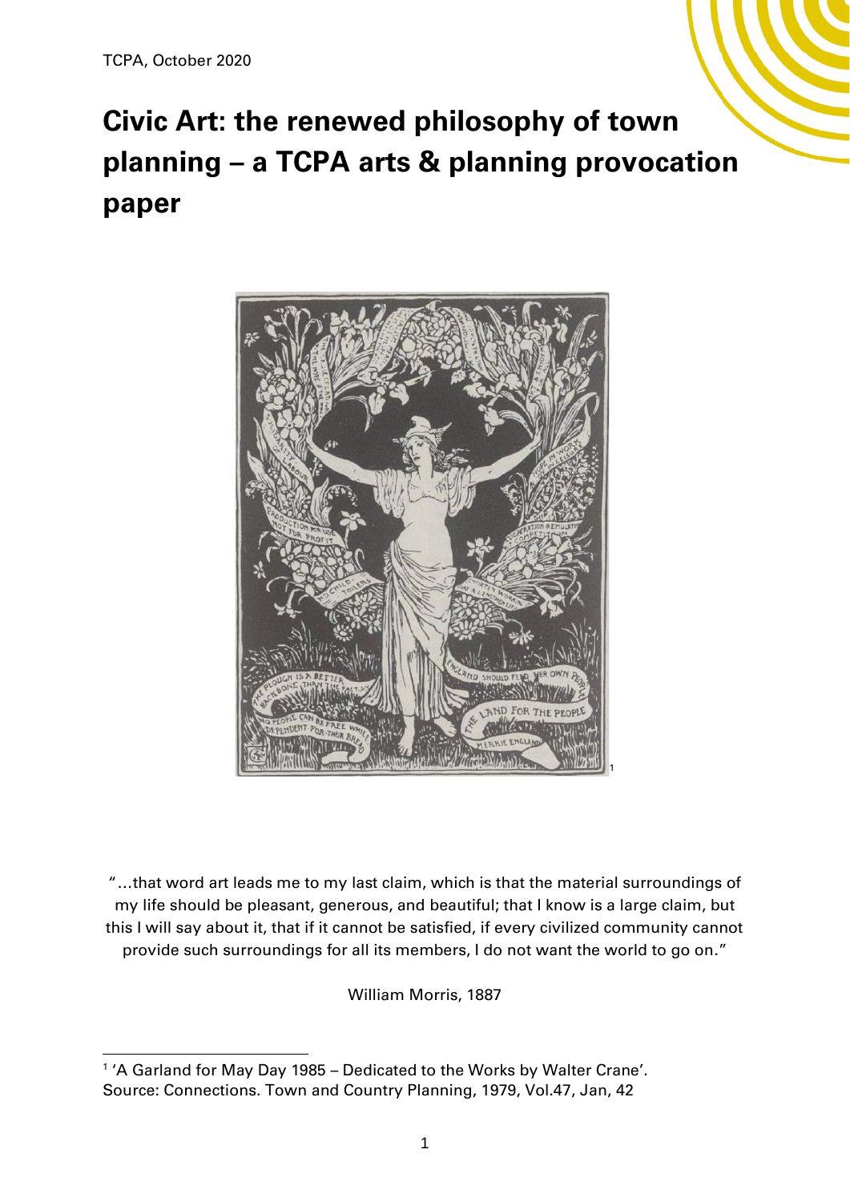TCPA, October 2020

# Civic Art: the renewed philosophy of town planning – a TCPA arts & planning provocation paper

[1]

"...that word art leads me to my last claim, which is that the material surroundings of my life should be pleasant, generous, and beautiful; that I know is a large claim, but this I will say about it, that if it cannot be satisfied, if every civilized community cannot provide such surroundings for all its members, I do not want the world to go on."

William Morris, 1887

---

[1] 'A Garland for May Day 1985 – Dedicated to the Works by Walter Crane'. Source: Connections. Town and Country Planning, 1979, Vol.47, Jan, 42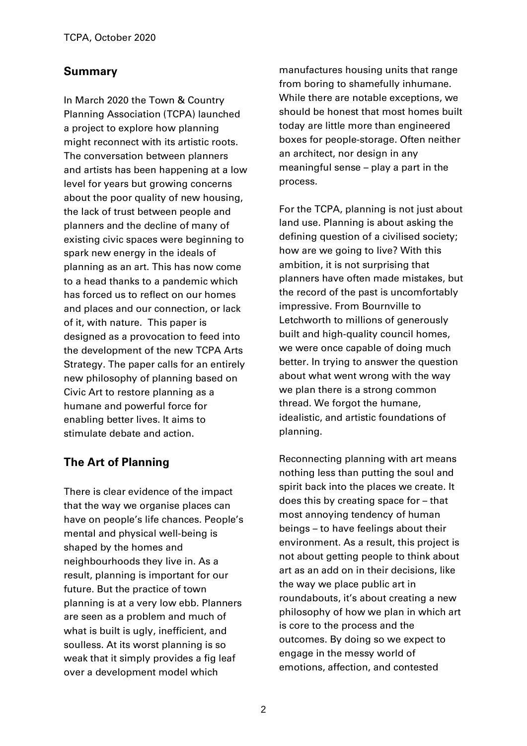## Summary

In March 2020 the Town & Country Planning Association (TCPA) launched a project to explore how planning might reconnect with its artistic roots. The conversation between planners and artists has been happening at a low level for years but growing concerns about the poor quality of new housing, the lack of trust between people and planners and the decline of many of existing civic spaces were beginning to spark new energy in the ideals of planning as an art. This has now come to a head thanks to a pandemic which has forced us to reflect on our homes and places and our connection, or lack of it, with nature. This paper is designed as a provocation to feed into the development of the new TCPA Arts Strategy. The paper calls for an entirely new philosophy of planning based on Civic Art to restore planning as a humane and powerful force for enabling better lives. It aims to stimulate debate and action.

## The Art of Planning

There is clear evidence of the impact that the way we organise places can have on people's life chances. People's mental and physical well-being is shaped by the homes and neighbourhoods they live in. As a result, planning is important for our future. But the practice of town planning is at a very low ebb. Planners are seen as a problem and much of what is built is ugly, inefficient, and soulless. At its worst planning is so weak that it simply provides a fig leaf over a development model which manufactures housing units that range from boring to shamefully inhumane. While there are notable exceptions, we should be honest that most homes built today are little more than engineered boxes for people-storage. Often neither an architect, nor design in any meaningful sense – play a part in the process.

For the TCPA, planning is not just about land use. Planning is about asking the defining question of a civilised society; how are we going to live? With this ambition, it is not surprising that planners have often made mistakes, but the record of the past is uncomfortably impressive. From Bournville to Letchworth to millions of generously built and high-quality council homes, we were once capable of doing much better. In trying to answer the question about what went wrong with the way we plan there is a strong common thread. We forgot the humane, idealistic, and artistic foundations of planning.

Reconnecting planning with art means nothing less than putting the soul and spirit back into the places we create. It does this by creating space for – that most annoying tendency of human beings – to have feelings about their environment. As a result, this project is not about getting people to think about art as an add on in their decisions, like the way we place public art in roundabouts, it's about creating a new philosophy of how we plan in which art is core to the process and the outcomes. By doing so we expect to engage in the messy world of emotions, affection, and contested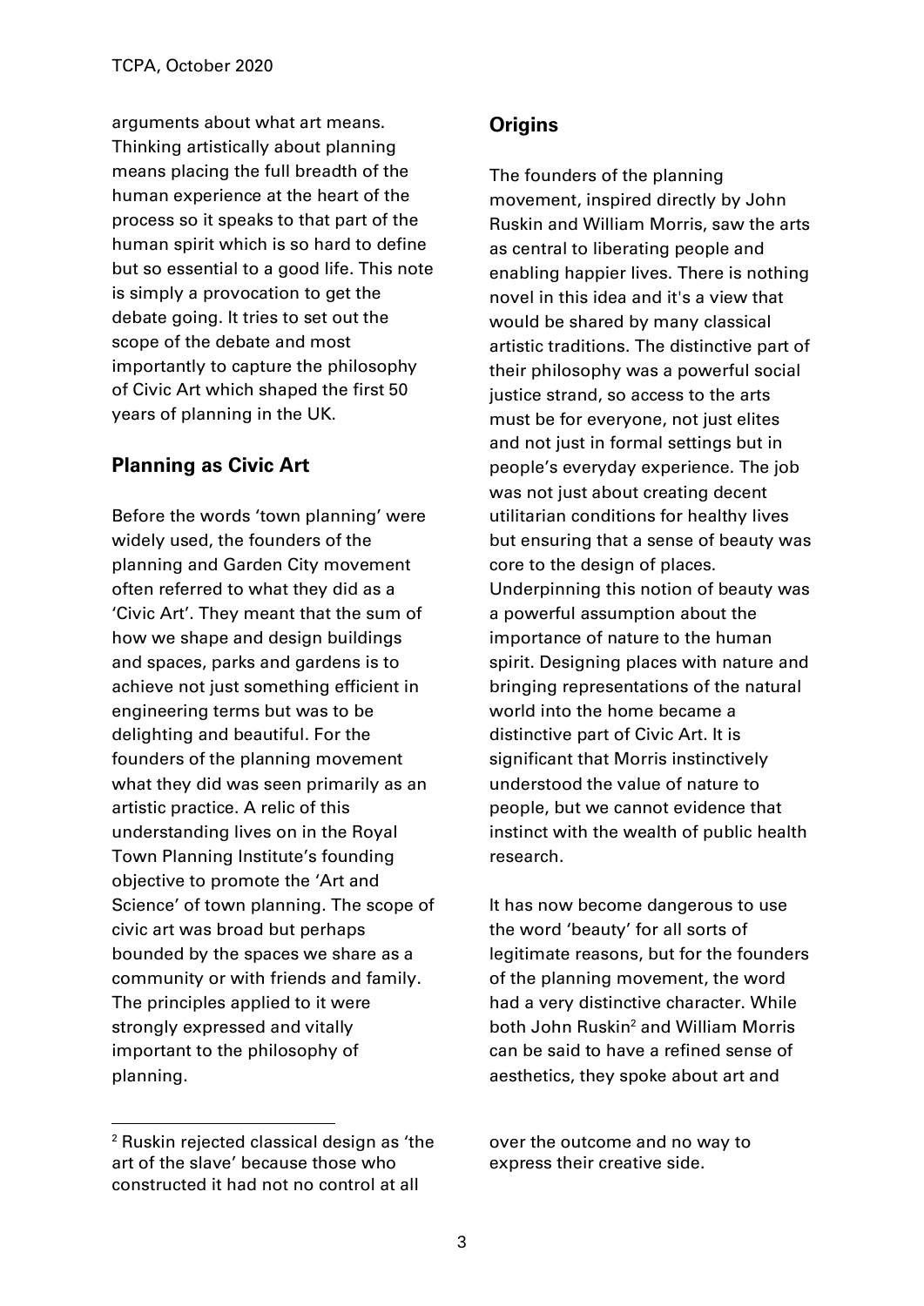arguments about what art means. Thinking artistically about planning means placing the full breadth of the human experience at the heart of the process so it speaks to that part of the human spirit which is so hard to define but so essential to a good life. This note is simply a provocation to get the debate going. It tries to set out the scope of the debate and most importantly to capture the philosophy of Civic Art which shaped the first 50 years of planning in the UK.

## Planning as Civic Art

Before the words 'town planning' were widely used, the founders of the planning and Garden City movement often referred to what they did as a 'Civic Art'. They meant that the sum of how we shape and design buildings and spaces, parks and gardens is to achieve not just something efficient in engineering terms but was to be delighting and beautiful. For the founders of the planning movement what they did was seen primarily as an artistic practice. A relic of this understanding lives on in the Royal Town Planning Institute's founding objective to promote the 'Art and Science' of town planning. The scope of civic art was broad but perhaps bounded by the spaces we share as a community or with friends and family. The principles applied to it were strongly expressed and vitally important to the philosophy of planning.

## Origins

The founders of the planning movement, inspired directly by John Ruskin and William Morris, saw the arts as central to liberating people and enabling happier lives. There is nothing novel in this idea and it's a view that would be shared by many classical artistic traditions. The distinctive part of their philosophy was a powerful social justice strand, so access to the arts must be for everyone, not just elites and not just in formal settings but in people's everyday experience. The job was not just about creating decent utilitarian conditions for healthy lives but ensuring that a sense of beauty was core to the design of places. Underpinning this notion of beauty was a powerful assumption about the importance of nature to the human spirit. Designing places with nature and bringing representations of the natural world into the home became a distinctive part of Civic Art. It is significant that Morris instinctively understood the value of nature to people, but we cannot evidence that instinct with the wealth of public health research.

It has now become dangerous to use the word 'beauty' for all sorts of legitimate reasons, but for the founders of the planning movement, the word had a very distinctive character. While both John Ruskin[2] and William Morris can be said to have a refined sense of aesthetics, they spoke about art and

[2] Ruskin rejected classical design as 'the art of the slave' because those who constructed it had not no control at all over the outcome and no way to express their creative side.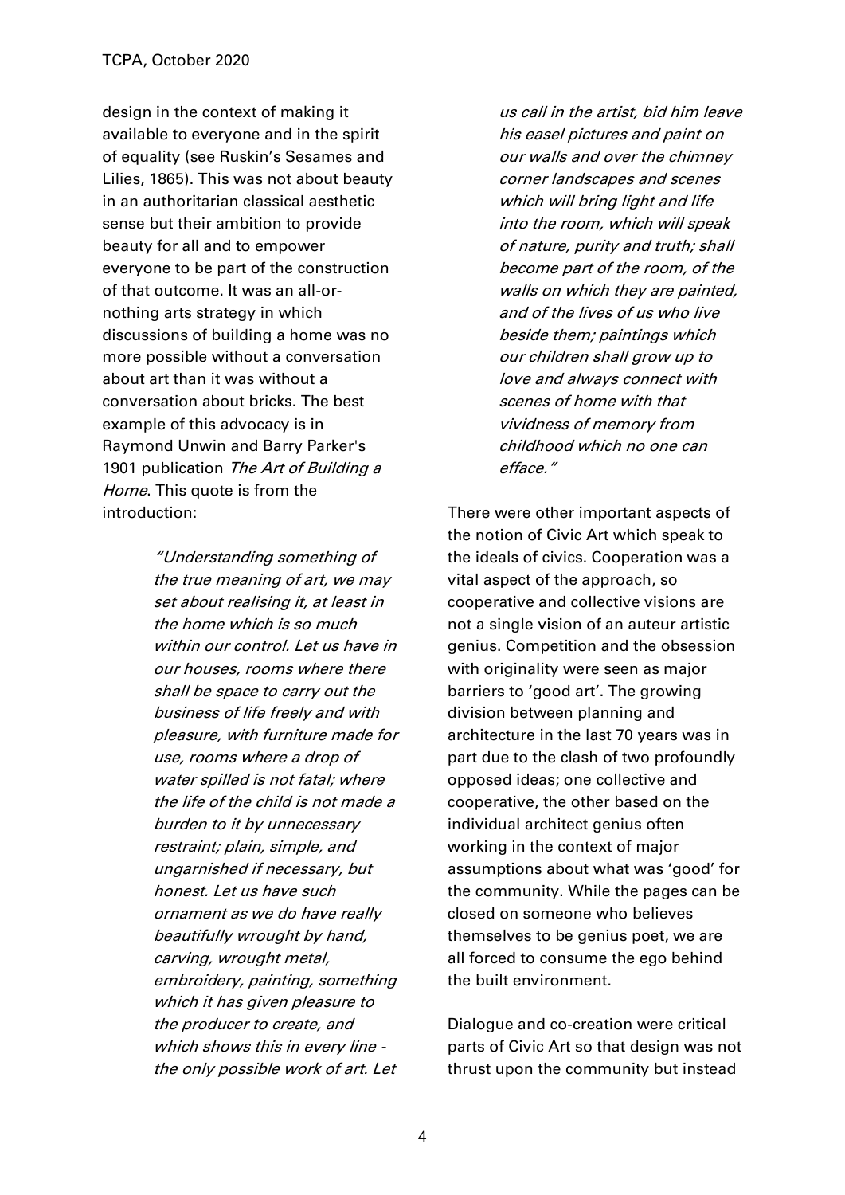design in the context of making it available to everyone and in the spirit of equality (see Ruskin's Sesames and Lilies, 1865). This was not about beauty in an authoritarian classical aesthetic sense but their ambition to provide beauty for all and to empower everyone to be part of the construction of that outcome. It was an all-or-nothing arts strategy in which discussions of building a home was no more possible without a conversation about art than it was without a conversation about bricks. The best example of this advocacy is in Raymond Unwin and Barry Parker's 1901 publication *The Art of Building a Home*. This quote is from the introduction:

> *"Understanding something of the true meaning of art, we may set about realising it, at least in the home which is so much within our control. Let us have in our houses, rooms where there shall be space to carry out the business of life freely and with pleasure, with furniture made for use, rooms where a drop of water spilled is not fatal; where the life of the child is not made a burden to it by unnecessary restraint; plain, simple, and ungarnished if necessary, but honest. Let us have such ornament as we do have really beautifully wrought by hand, carving, wrought metal, embroidery, painting, something which it has given pleasure to the producer to create, and which shows this in every line - the only possible work of art. Let us call in the artist, bid him leave his easel pictures and paint on our walls and over the chimney corner landscapes and scenes which will bring light and life into the room, which will speak of nature, purity and truth; shall become part of the room, of the walls on which they are painted, and of the lives of us who live beside them; paintings which our children shall grow up to love and always connect with scenes of home with that vividness of memory from childhood which no one can efface."*

There were other important aspects of the notion of Civic Art which speak to the ideals of civics. Cooperation was a vital aspect of the approach, so cooperative and collective visions are not a single vision of an auteur artistic genius. Competition and the obsession with originality were seen as major barriers to 'good art'. The growing division between planning and architecture in the last 70 years was in part due to the clash of two profoundly opposed ideas; one collective and cooperative, the other based on the individual architect genius often working in the context of major assumptions about what was 'good' for the community. While the pages can be closed on someone who believes themselves to be genius poet, we are all forced to consume the ego behind the built environment.

Dialogue and co-creation were critical parts of Civic Art so that design was not thrust upon the community but instead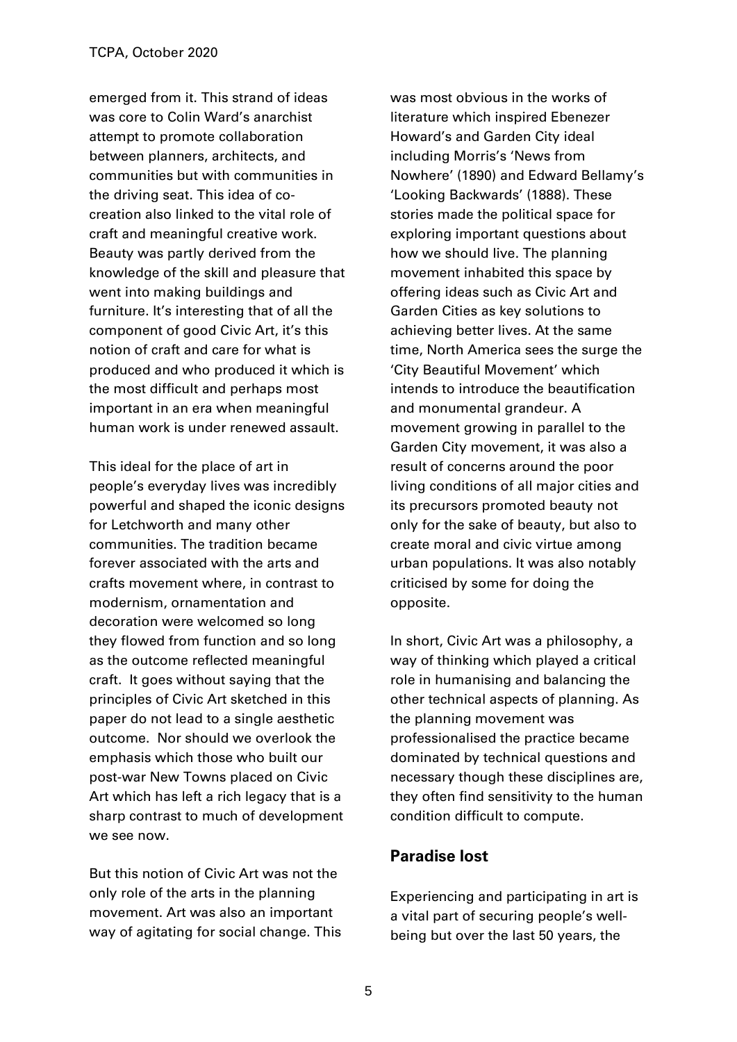emerged from it. This strand of ideas was core to Colin Ward's anarchist attempt to promote collaboration between planners, architects, and communities but with communities in the driving seat. This idea of co-creation also linked to the vital role of craft and meaningful creative work. Beauty was partly derived from the knowledge of the skill and pleasure that went into making buildings and furniture. It's interesting that of all the component of good Civic Art, it's this notion of craft and care for what is produced and who produced it which is the most difficult and perhaps most important in an era when meaningful human work is under renewed assault.

This ideal for the place of art in people's everyday lives was incredibly powerful and shaped the iconic designs for Letchworth and many other communities. The tradition became forever associated with the arts and crafts movement where, in contrast to modernism, ornamentation and decoration were welcomed so long they flowed from function and so long as the outcome reflected meaningful craft. It goes without saying that the principles of Civic Art sketched in this paper do not lead to a single aesthetic outcome. Nor should we overlook the emphasis which those who built our post-war New Towns placed on Civic Art which has left a rich legacy that is a sharp contrast to much of development we see now.

But this notion of Civic Art was not the only role of the arts in the planning movement. Art was also an important way of agitating for social change. This was most obvious in the works of literature which inspired Ebenezer Howard's and Garden City ideal including Morris's 'News from Nowhere' (1890) and Edward Bellamy's 'Looking Backwards' (1888). These stories made the political space for exploring important questions about how we should live. The planning movement inhabited this space by offering ideas such as Civic Art and Garden Cities as key solutions to achieving better lives. At the same time, North America sees the surge the 'City Beautiful Movement' which intends to introduce the beautification and monumental grandeur. A movement growing in parallel to the Garden City movement, it was also a result of concerns around the poor living conditions of all major cities and its precursors promoted beauty not only for the sake of beauty, but also to create moral and civic virtue among urban populations. It was also notably criticised by some for doing the opposite.

In short, Civic Art was a philosophy, a way of thinking which played a critical role in humanising and balancing the other technical aspects of planning. As the planning movement was professionalised the practice became dominated by technical questions and necessary though these disciplines are, they often find sensitivity to the human condition difficult to compute.

## Paradise lost

Experiencing and participating in art is a vital part of securing people's well-being but over the last 50 years, the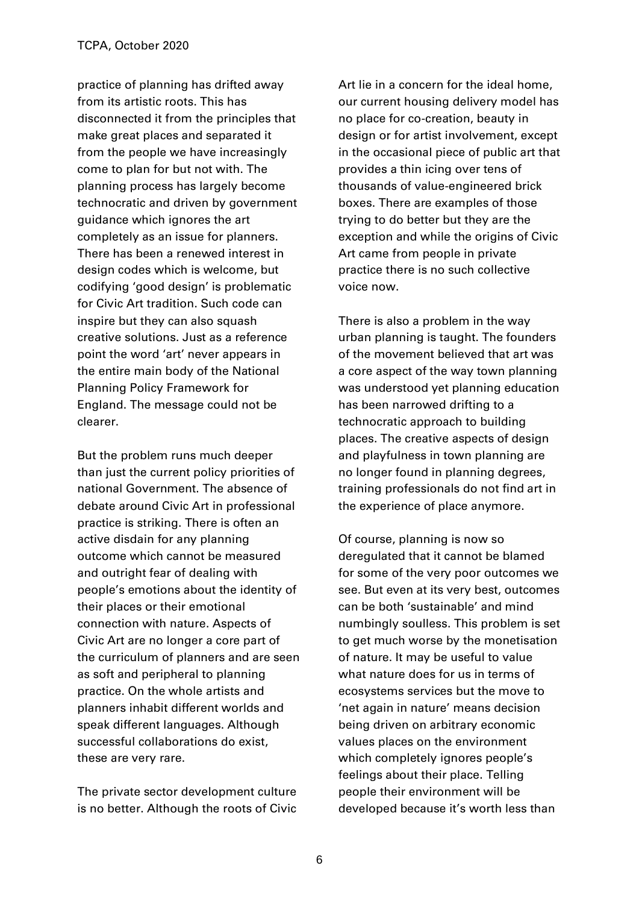practice of planning has drifted away from its artistic roots. This has disconnected it from the principles that make great places and separated it from the people we have increasingly come to plan for but not with. The planning process has largely become technocratic and driven by government guidance which ignores the art completely as an issue for planners. There has been a renewed interest in design codes which is welcome, but codifying 'good design' is problematic for Civic Art tradition. Such code can inspire but they can also squash creative solutions. Just as a reference point the word 'art' never appears in the entire main body of the National Planning Policy Framework for England. The message could not be clearer.

But the problem runs much deeper than just the current policy priorities of national Government. The absence of debate around Civic Art in professional practice is striking. There is often an active disdain for any planning outcome which cannot be measured and outright fear of dealing with people's emotions about the identity of their places or their emotional connection with nature. Aspects of Civic Art are no longer a core part of the curriculum of planners and are seen as soft and peripheral to planning practice. On the whole artists and planners inhabit different worlds and speak different languages. Although successful collaborations do exist, these are very rare.

The private sector development culture is no better. Although the roots of Civic Art lie in a concern for the ideal home, our current housing delivery model has no place for co-creation, beauty in design or for artist involvement, except in the occasional piece of public art that provides a thin icing over tens of thousands of value-engineered brick boxes. There are examples of those trying to do better but they are the exception and while the origins of Civic Art came from people in private practice there is no such collective voice now.

There is also a problem in the way urban planning is taught. The founders of the movement believed that art was a core aspect of the way town planning was understood yet planning education has been narrowed drifting to a technocratic approach to building places. The creative aspects of design and playfulness in town planning are no longer found in planning degrees, training professionals do not find art in the experience of place anymore.

Of course, planning is now so deregulated that it cannot be blamed for some of the very poor outcomes we see. But even at its very best, outcomes can be both 'sustainable' and mind numbingly soulless. This problem is set to get much worse by the monetisation of nature. It may be useful to value what nature does for us in terms of ecosystems services but the move to 'net again in nature' means decision being driven on arbitrary economic values places on the environment which completely ignores people's feelings about their place. Telling people their environment will be developed because it's worth less than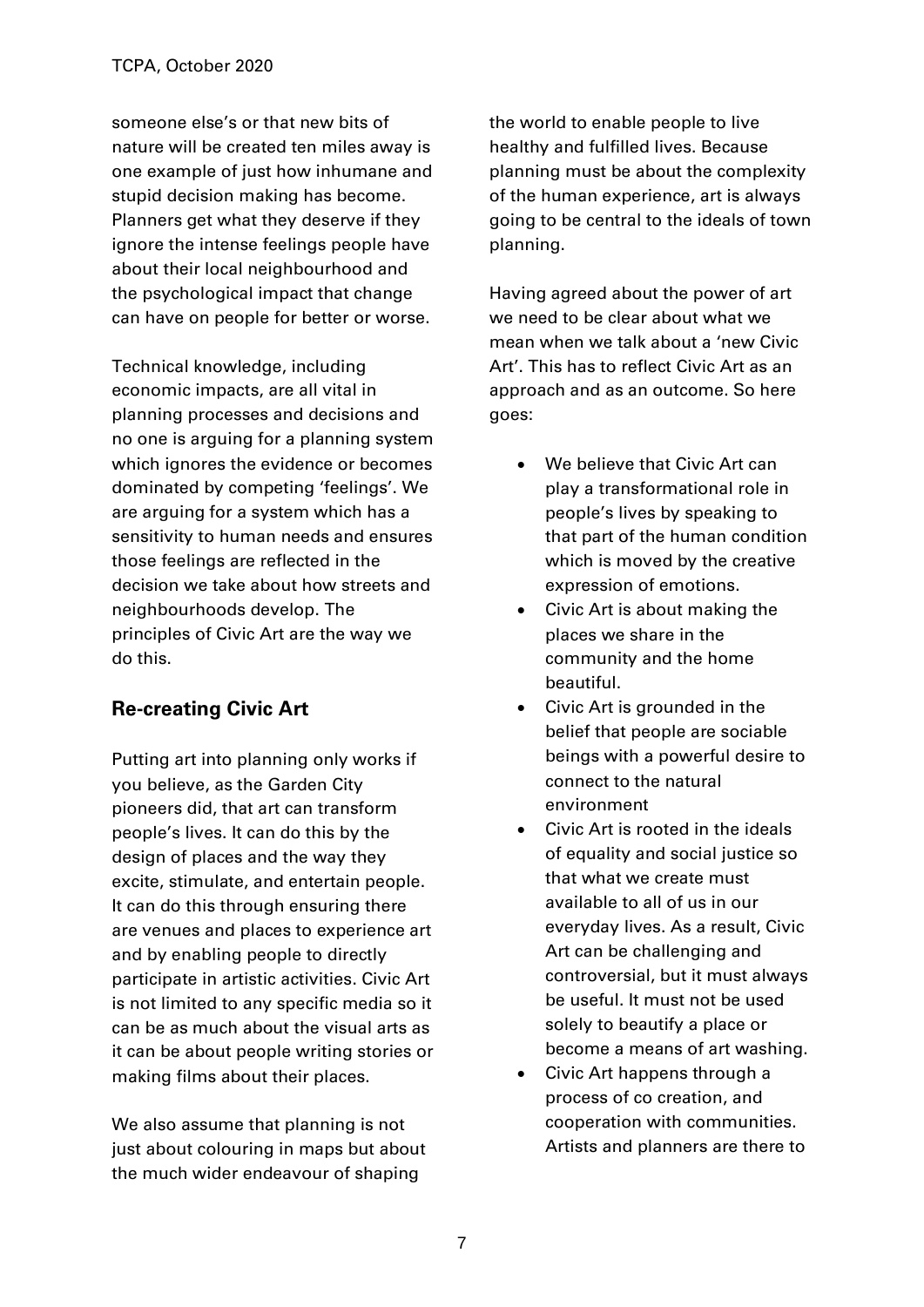someone else's or that new bits of nature will be created ten miles away is one example of just how inhumane and stupid decision making has become. Planners get what they deserve if they ignore the intense feelings people have about their local neighbourhood and the psychological impact that change can have on people for better or worse.

Technical knowledge, including economic impacts, are all vital in planning processes and decisions and no one is arguing for a planning system which ignores the evidence or becomes dominated by competing 'feelings'. We are arguing for a system which has a sensitivity to human needs and ensures those feelings are reflected in the decision we take about how streets and neighbourhoods develop. The principles of Civic Art are the way we do this.

## Re-creating Civic Art

Putting art into planning only works if you believe, as the Garden City pioneers did, that art can transform people's lives. It can do this by the design of places and the way they excite, stimulate, and entertain people. It can do this through ensuring there are venues and places to experience art and by enabling people to directly participate in artistic activities. Civic Art is not limited to any specific media so it can be as much about the visual arts as it can be about people writing stories or making films about their places.

We also assume that planning is not just about colouring in maps but about the much wider endeavour of shaping the world to enable people to live healthy and fulfilled lives. Because planning must be about the complexity of the human experience, art is always going to be central to the ideals of town planning.

Having agreed about the power of art we need to be clear about what we mean when we talk about a 'new Civic Art'. This has to reflect Civic Art as an approach and as an outcome. So here goes:

- We believe that Civic Art can play a transformational role in people's lives by speaking to that part of the human condition which is moved by the creative expression of emotions.
- Civic Art is about making the places we share in the community and the home beautiful.
- Civic Art is grounded in the belief that people are sociable beings with a powerful desire to connect to the natural environment
- Civic Art is rooted in the ideals of equality and social justice so that what we create must available to all of us in our everyday lives. As a result, Civic Art can be challenging and controversial, but it must always be useful. It must not be used solely to beautify a place or become a means of art washing.
- Civic Art happens through a process of co creation, and cooperation with communities. Artists and planners are there to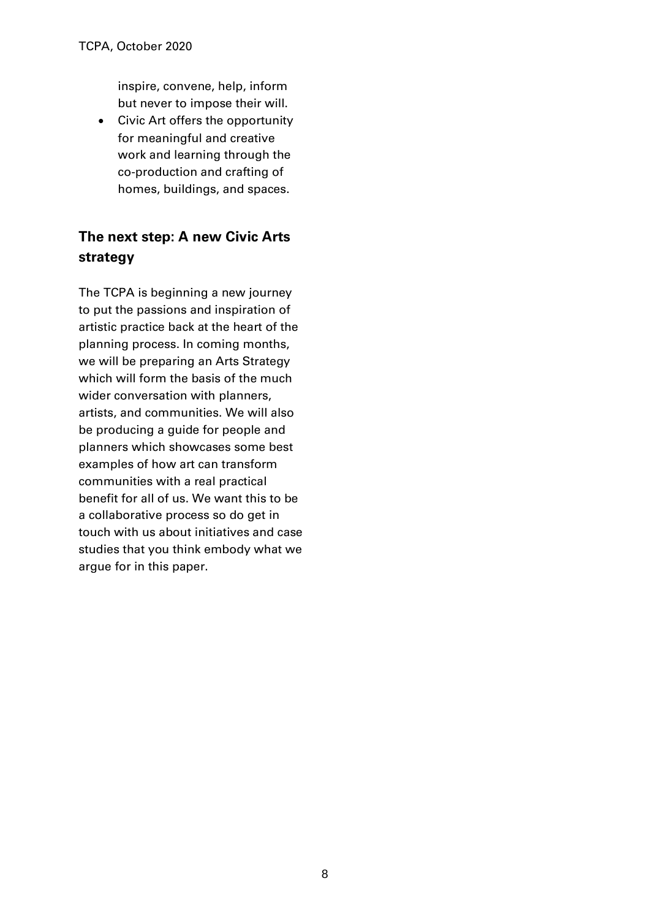inspire, convene, help, inform but never to impose their will.

- Civic Art offers the opportunity for meaningful and creative work and learning through the co-production and crafting of homes, buildings, and spaces.

## The next step: A new Civic Arts strategy

The TCPA is beginning a new journey to put the passions and inspiration of artistic practice back at the heart of the planning process. In coming months, we will be preparing an Arts Strategy which will form the basis of the much wider conversation with planners, artists, and communities. We will also be producing a guide for people and planners which showcases some best examples of how art can transform communities with a real practical benefit for all of us. We want this to be a collaborative process so do get in touch with us about initiatives and case studies that you think embody what we argue for in this paper.